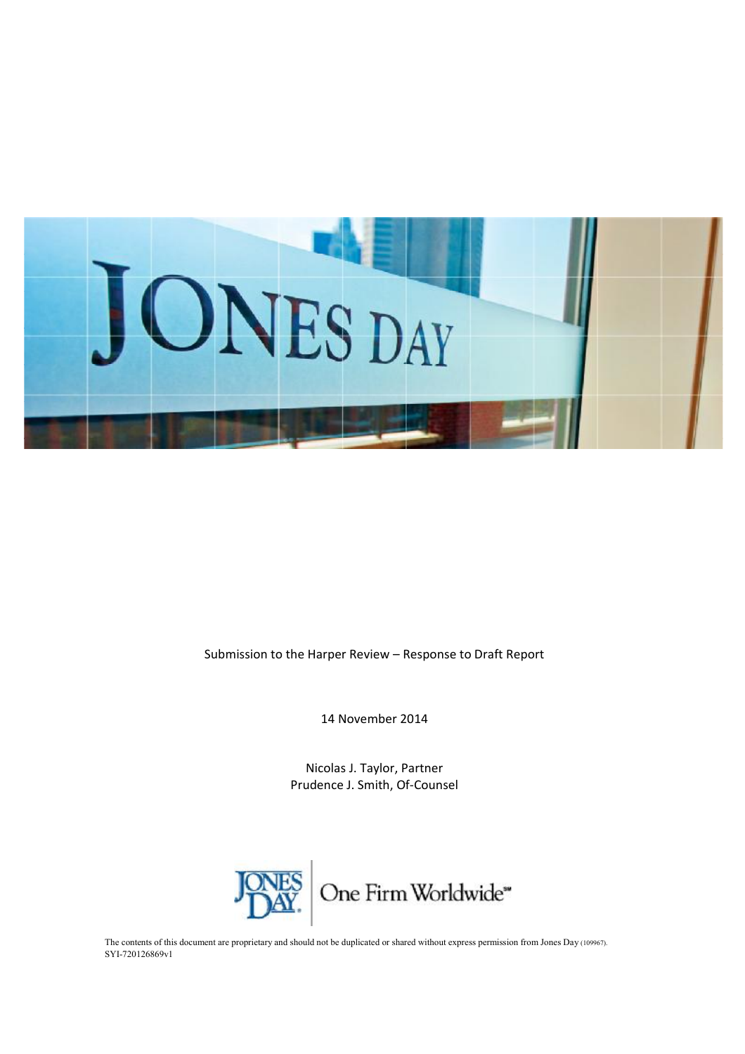Submission to the Harper Review – Response to Draft Report

14 November 2014

Nicolas J. Taylor, Partner
Prudence J. Smith, Of-Counsel

One Firm Worldwide℠

The contents of this document are proprietary and should not be duplicated or shared without express permission from Jones Day (109967).
SYI-720126869v1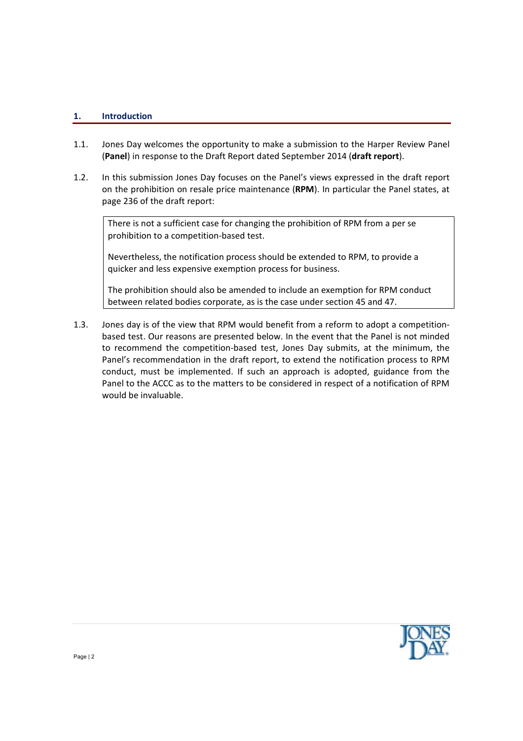## 1. Introduction

1.1. Jones Day welcomes the opportunity to make a submission to the Harper Review Panel (**Panel**) in response to the Draft Report dated September 2014 (**draft report**).

1.2. In this submission Jones Day focuses on the Panel's views expressed in the draft report on the prohibition on resale price maintenance (**RPM**). In particular the Panel states, at page 236 of the draft report:

> There is not a sufficient case for changing the prohibition of RPM from a per se prohibition to a competition-based test.
>
> Nevertheless, the notification process should be extended to RPM, to provide a quicker and less expensive exemption process for business.
>
> The prohibition should also be amended to include an exemption for RPM conduct between related bodies corporate, as is the case under section 45 and 47.

1.3. Jones day is of the view that RPM would benefit from a reform to adopt a competition-based test. Our reasons are presented below. In the event that the Panel is not minded to recommend the competition-based test, Jones Day submits, at the minimum, the Panel's recommendation in the draft report, to extend the notification process to RPM conduct, must be implemented. If such an approach is adopted, guidance from the Panel to the ACCC as to the matters to be considered in respect of a notification of RPM would be invaluable.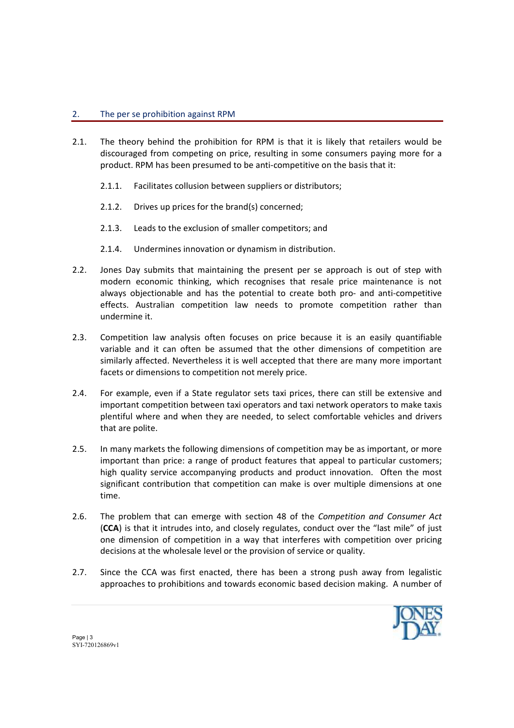## 2. The per se prohibition against RPM

2.1. The theory behind the prohibition for RPM is that it is likely that retailers would be discouraged from competing on price, resulting in some consumers paying more for a product. RPM has been presumed to be anti-competitive on the basis that it:

2.1.1. Facilitates collusion between suppliers or distributors;

2.1.2. Drives up prices for the brand(s) concerned;

2.1.3. Leads to the exclusion of smaller competitors; and

2.1.4. Undermines innovation or dynamism in distribution.

2.2. Jones Day submits that maintaining the present per se approach is out of step with modern economic thinking, which recognises that resale price maintenance is not always objectionable and has the potential to create both pro- and anti-competitive effects. Australian competition law needs to promote competition rather than undermine it.

2.3. Competition law analysis often focuses on price because it is an easily quantifiable variable and it can often be assumed that the other dimensions of competition are similarly affected. Nevertheless it is well accepted that there are many more important facets or dimensions to competition not merely price.

2.4. For example, even if a State regulator sets taxi prices, there can still be extensive and important competition between taxi operators and taxi network operators to make taxis plentiful where and when they are needed, to select comfortable vehicles and drivers that are polite.

2.5. In many markets the following dimensions of competition may be as important, or more important than price: a range of product features that appeal to particular customers; high quality service accompanying products and product innovation. Often the most significant contribution that competition can make is over multiple dimensions at one time.

2.6. The problem that can emerge with section 48 of the *Competition and Consumer Act* (**CCA**) is that it intrudes into, and closely regulates, conduct over the "last mile" of just one dimension of competition in a way that interferes with competition over pricing decisions at the wholesale level or the provision of service or quality.

2.7. Since the CCA was first enacted, there has been a strong push away from legalistic approaches to prohibitions and towards economic based decision making. A number of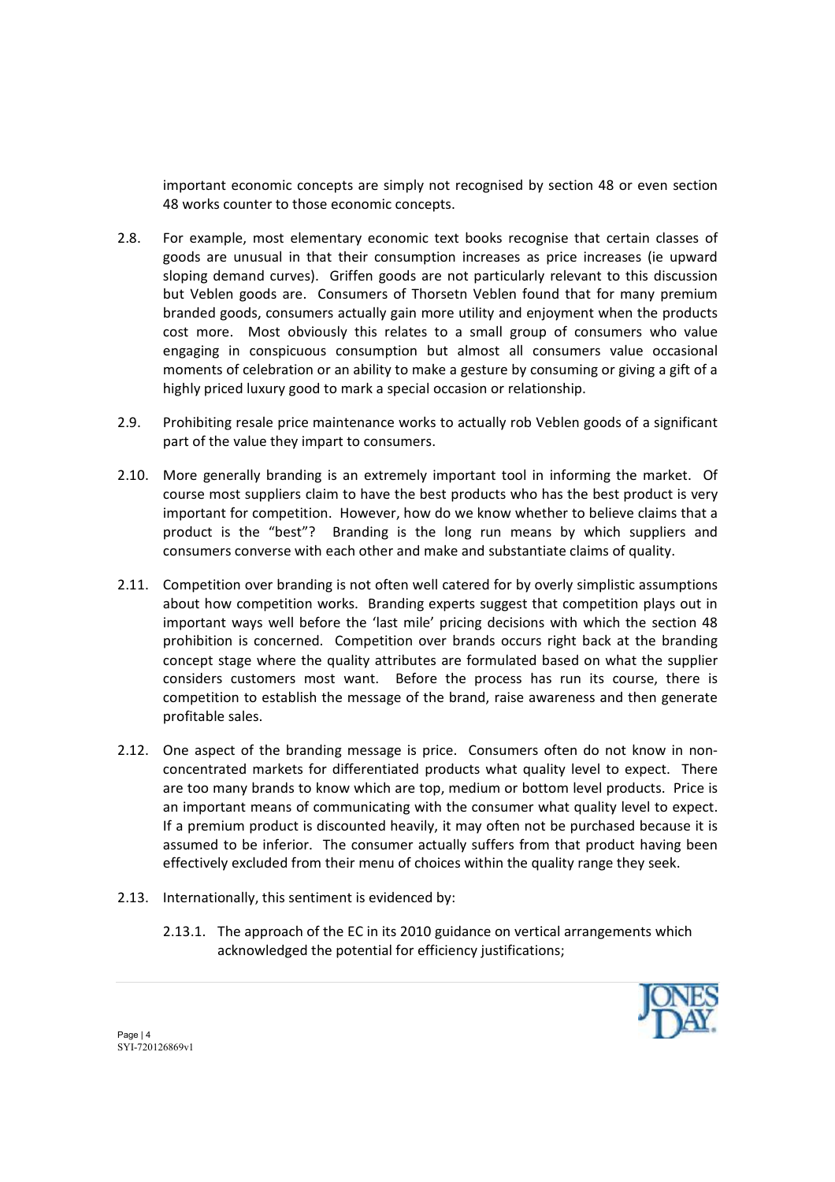important economic concepts are simply not recognised by section 48 or even section 48 works counter to those economic concepts.

2.8. For example, most elementary economic text books recognise that certain classes of goods are unusual in that their consumption increases as price increases (ie upward sloping demand curves). Griffen goods are not particularly relevant to this discussion but Veblen goods are. Consumers of Thorsetn Veblen found that for many premium branded goods, consumers actually gain more utility and enjoyment when the products cost more. Most obviously this relates to a small group of consumers who value engaging in conspicuous consumption but almost all consumers value occasional moments of celebration or an ability to make a gesture by consuming or giving a gift of a highly priced luxury good to mark a special occasion or relationship.

2.9. Prohibiting resale price maintenance works to actually rob Veblen goods of a significant part of the value they impart to consumers.

2.10. More generally branding is an extremely important tool in informing the market. Of course most suppliers claim to have the best products who has the best product is very important for competition. However, how do we know whether to believe claims that a product is the "best"? Branding is the long run means by which suppliers and consumers converse with each other and make and substantiate claims of quality.

2.11. Competition over branding is not often well catered for by overly simplistic assumptions about how competition works. Branding experts suggest that competition plays out in important ways well before the 'last mile' pricing decisions with which the section 48 prohibition is concerned. Competition over brands occurs right back at the branding concept stage where the quality attributes are formulated based on what the supplier considers customers most want. Before the process has run its course, there is competition to establish the message of the brand, raise awareness and then generate profitable sales.

2.12. One aspect of the branding message is price. Consumers often do not know in non-concentrated markets for differentiated products what quality level to expect. There are too many brands to know which are top, medium or bottom level products. Price is an important means of communicating with the consumer what quality level to expect. If a premium product is discounted heavily, it may often not be purchased because it is assumed to be inferior. The consumer actually suffers from that product having been effectively excluded from their menu of choices within the quality range they seek.

2.13. Internationally, this sentiment is evidenced by:

2.13.1. The approach of the EC in its 2010 guidance on vertical arrangements which acknowledged the potential for efficiency justifications;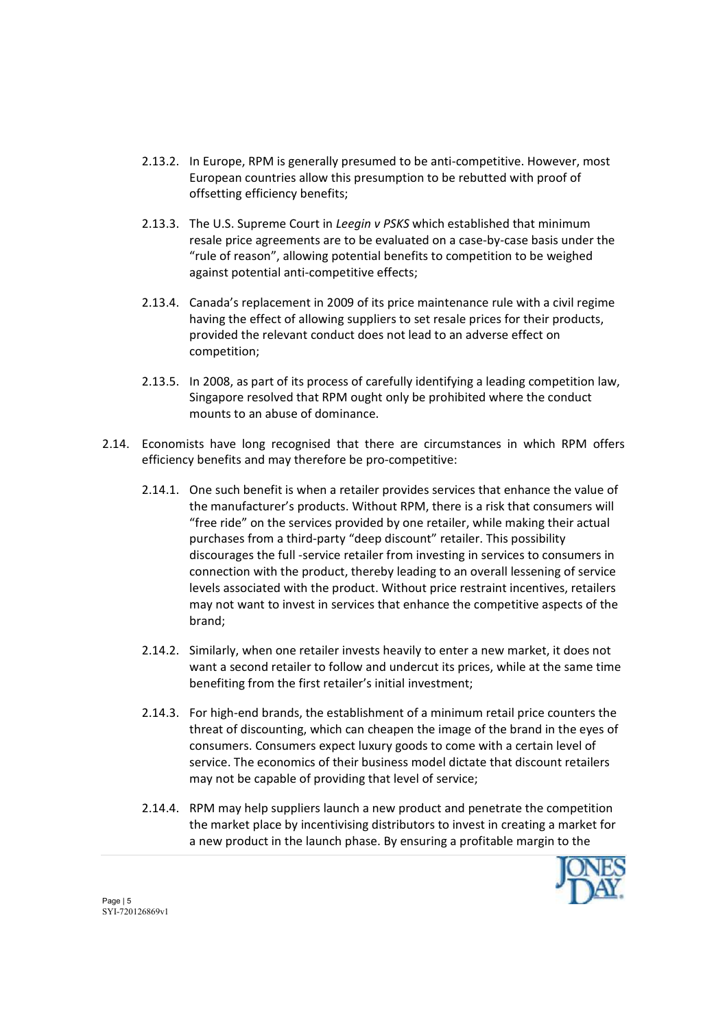2.13.2. In Europe, RPM is generally presumed to be anti-competitive. However, most European countries allow this presumption to be rebutted with proof of offsetting efficiency benefits;

2.13.3. The U.S. Supreme Court in *Leegin v PSKS* which established that minimum resale price agreements are to be evaluated on a case-by-case basis under the "rule of reason", allowing potential benefits to competition to be weighed against potential anti-competitive effects;

2.13.4. Canada's replacement in 2009 of its price maintenance rule with a civil regime having the effect of allowing suppliers to set resale prices for their products, provided the relevant conduct does not lead to an adverse effect on competition;

2.13.5. In 2008, as part of its process of carefully identifying a leading competition law, Singapore resolved that RPM ought only be prohibited where the conduct mounts to an abuse of dominance.

2.14. Economists have long recognised that there are circumstances in which RPM offers efficiency benefits and may therefore be pro-competitive:

2.14.1. One such benefit is when a retailer provides services that enhance the value of the manufacturer's products. Without RPM, there is a risk that consumers will "free ride" on the services provided by one retailer, while making their actual purchases from a third-party "deep discount" retailer. This possibility discourages the full -service retailer from investing in services to consumers in connection with the product, thereby leading to an overall lessening of service levels associated with the product. Without price restraint incentives, retailers may not want to invest in services that enhance the competitive aspects of the brand;

2.14.2. Similarly, when one retailer invests heavily to enter a new market, it does not want a second retailer to follow and undercut its prices, while at the same time benefiting from the first retailer's initial investment;

2.14.3. For high-end brands, the establishment of a minimum retail price counters the threat of discounting, which can cheapen the image of the brand in the eyes of consumers. Consumers expect luxury goods to come with a certain level of service. The economics of their business model dictate that discount retailers may not be capable of providing that level of service;

2.14.4. RPM may help suppliers launch a new product and penetrate the competition the market place by incentivising distributors to invest in creating a market for a new product in the launch phase. By ensuring a profitable margin to the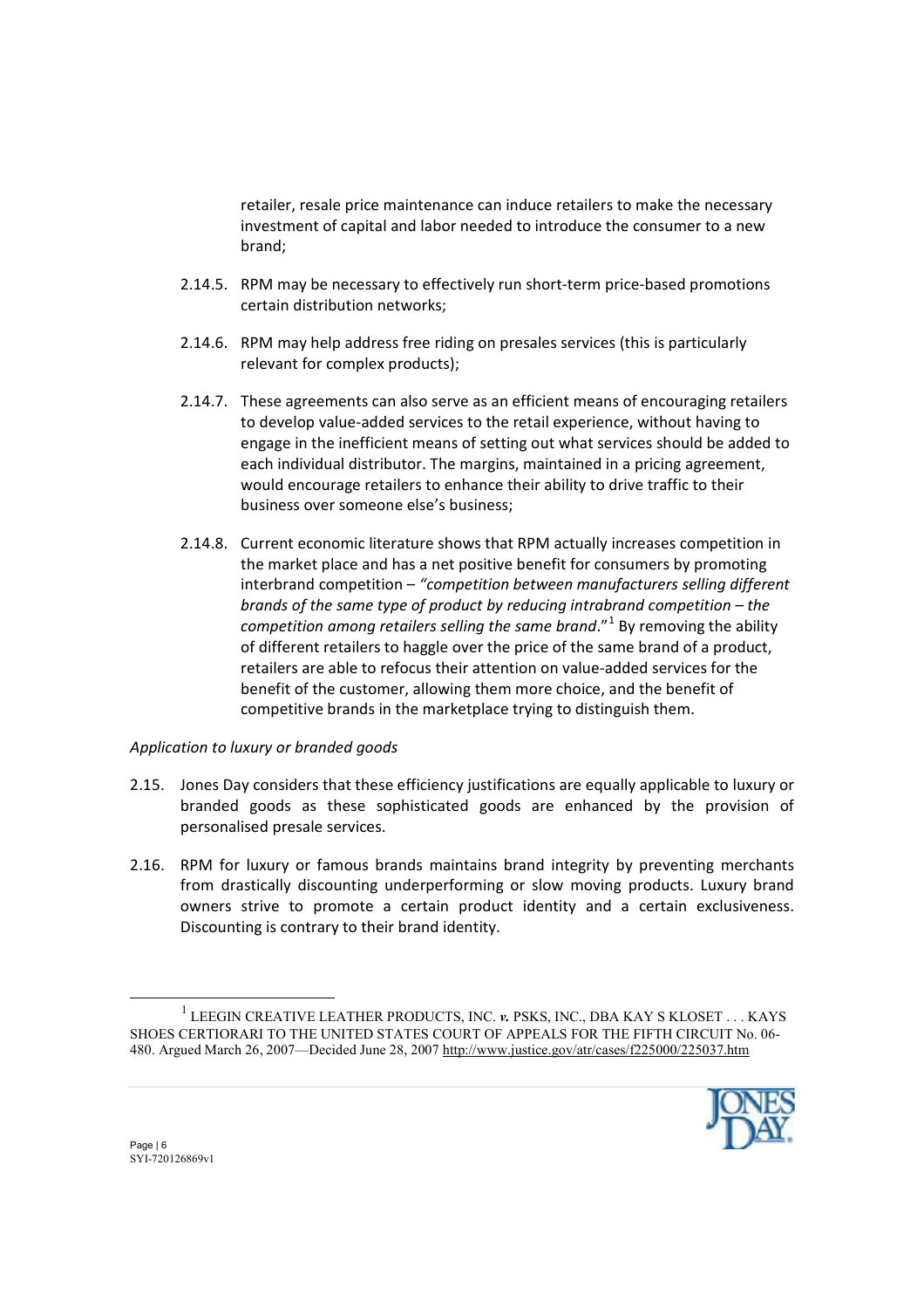retailer, resale price maintenance can induce retailers to make the necessary investment of capital and labor needed to introduce the consumer to a new brand;

2.14.5. RPM may be necessary to effectively run short-term price-based promotions certain distribution networks;

2.14.6. RPM may help address free riding on presales services (this is particularly relevant for complex products);

2.14.7. These agreements can also serve as an efficient means of encouraging retailers to develop value-added services to the retail experience, without having to engage in the inefficient means of setting out what services should be added to each individual distributor. The margins, maintained in a pricing agreement, would encourage retailers to enhance their ability to drive traffic to their business over someone else's business;

2.14.8. Current economic literature shows that RPM actually increases competition in the market place and has a net positive benefit for consumers by promoting interbrand competition – *"competition between manufacturers selling different brands of the same type of product by reducing intrabrand competition – the competition among retailers selling the same brand*."[1] By removing the ability of different retailers to haggle over the price of the same brand of a product, retailers are able to refocus their attention on value-added services for the benefit of the customer, allowing them more choice, and the benefit of competitive brands in the marketplace trying to distinguish them.

*Application to luxury or branded goods*

2.15. Jones Day considers that these efficiency justifications are equally applicable to luxury or branded goods as these sophisticated goods are enhanced by the provision of personalised presale services.

2.16. RPM for luxury or famous brands maintains brand integrity by preventing merchants from drastically discounting underperforming or slow moving products. Luxury brand owners strive to promote a certain product identity and a certain exclusiveness. Discounting is contrary to their brand identity.

---

[1] LEEGIN CREATIVE LEATHER PRODUCTS, INC. *v.* PSKS, INC., DBA KAY S KLOSET . . . KAYS SHOES CERTIORARI TO THE UNITED STATES COURT OF APPEALS FOR THE FIFTH CIRCUIT No. 06-480. Argued March 26, 2007—Decided June 28, 2007 http://www.justice.gov/atr/cases/f225000/225037.htm

SYI-720126869v1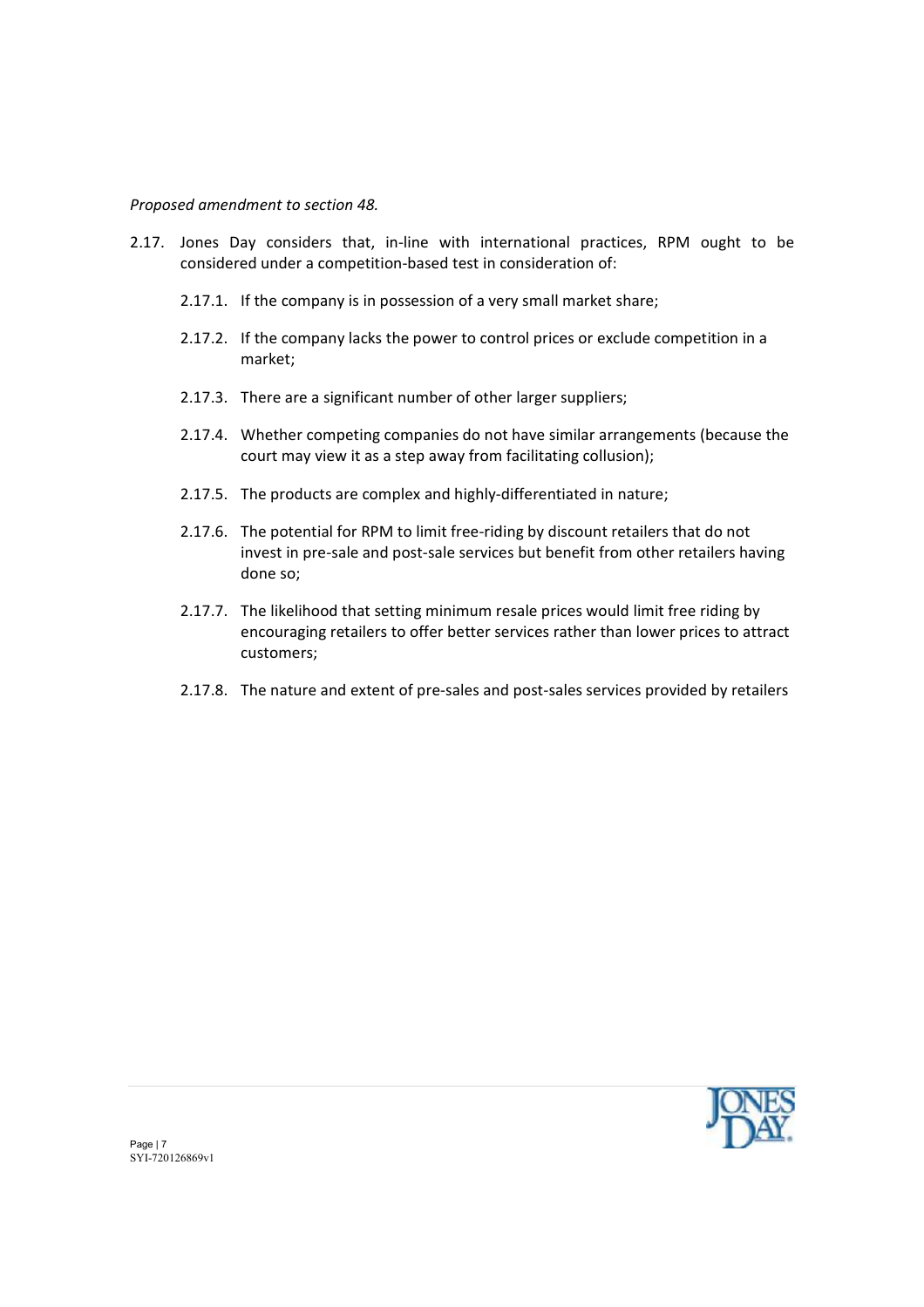*Proposed amendment to section 48.*

2.17. Jones Day considers that, in-line with international practices, RPM ought to be considered under a competition-based test in consideration of:

2.17.1. If the company is in possession of a very small market share;

2.17.2. If the company lacks the power to control prices or exclude competition in a market;

2.17.3. There are a significant number of other larger suppliers;

2.17.4. Whether competing companies do not have similar arrangements (because the court may view it as a step away from facilitating collusion);

2.17.5. The products are complex and highly-differentiated in nature;

2.17.6. The potential for RPM to limit free-riding by discount retailers that do not invest in pre-sale and post-sale services but benefit from other retailers having done so;

2.17.7. The likelihood that setting minimum resale prices would limit free riding by encouraging retailers to offer better services rather than lower prices to attract customers;

2.17.8. The nature and extent of pre-sales and post-sales services provided by retailers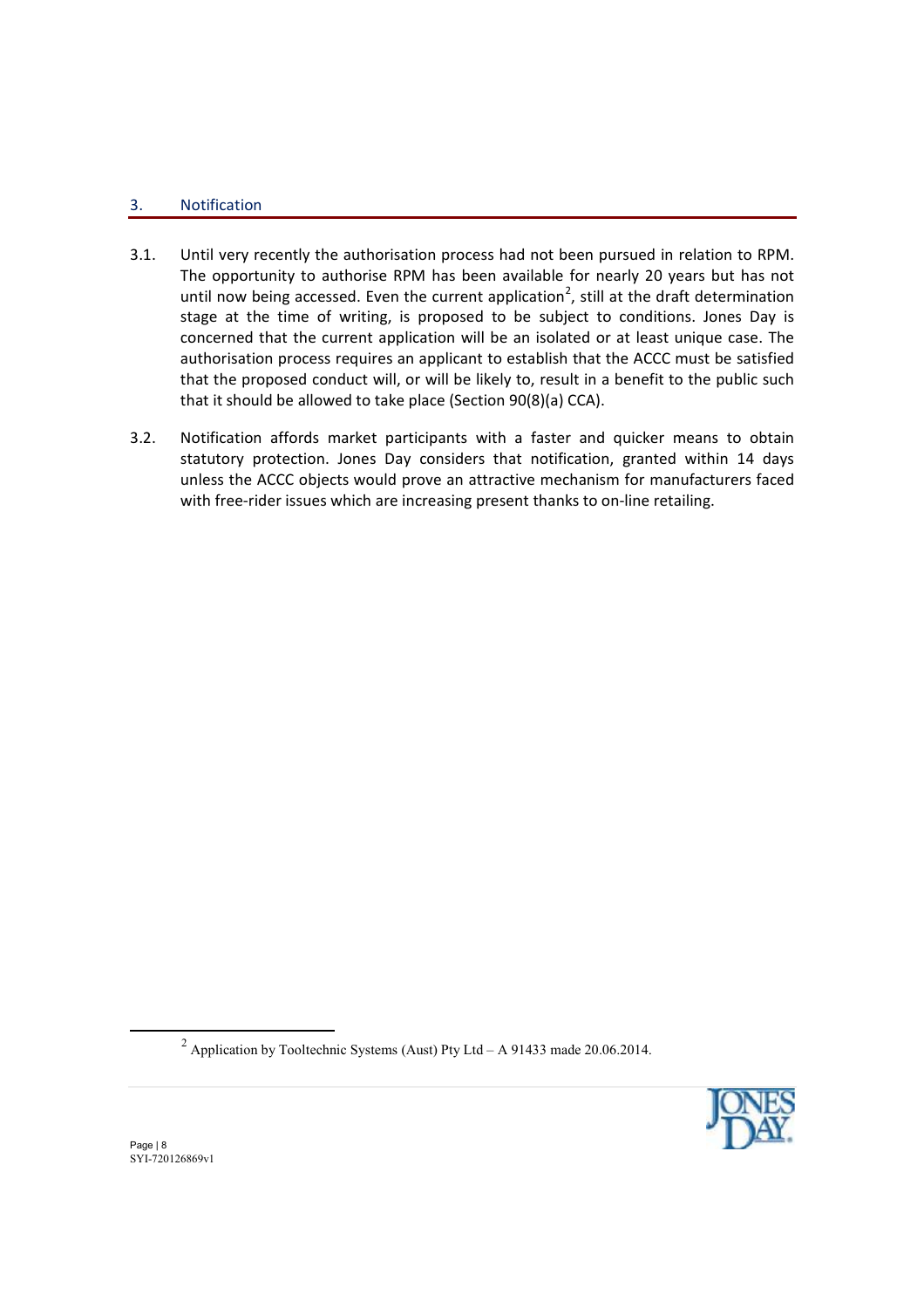## 3. Notification

3.1. Until very recently the authorisation process had not been pursued in relation to RPM. The opportunity to authorise RPM has been available for nearly 20 years but has not until now being accessed. Even the current application[2], still at the draft determination stage at the time of writing, is proposed to be subject to conditions. Jones Day is concerned that the current application will be an isolated or at least unique case. The authorisation process requires an applicant to establish that the ACCC must be satisfied that the proposed conduct will, or will be likely to, result in a benefit to the public such that it should be allowed to take place (Section 90(8)(a) CCA).

3.2. Notification affords market participants with a faster and quicker means to obtain statutory protection. Jones Day considers that notification, granted within 14 days unless the ACCC objects would prove an attractive mechanism for manufacturers faced with free-rider issues which are increasing present thanks to on-line retailing.

[2] Application by Tooltechnic Systems (Aust) Pty Ltd – A 91433 made 20.06.2014.